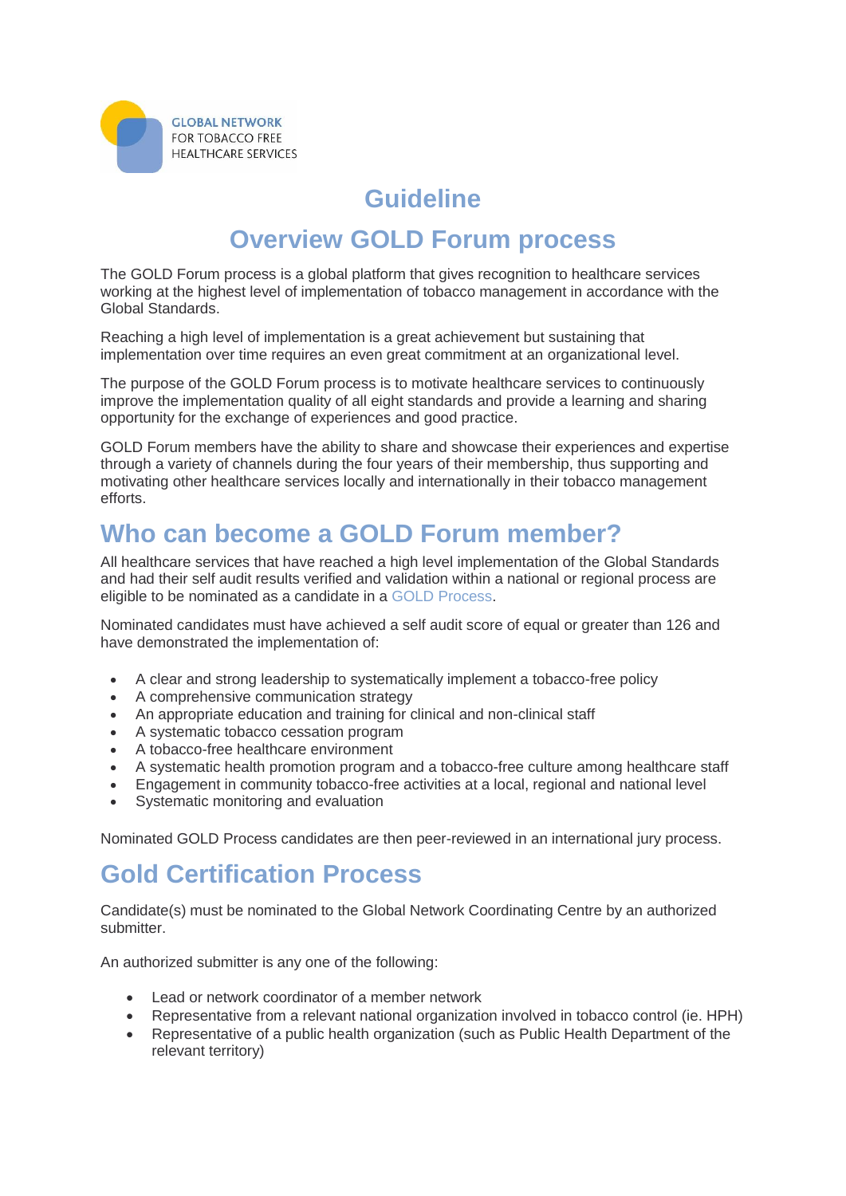GLOBAL NETWORK
FOR TOBACCO FREE
HEALTHCARE SERVICES

# Guideline

# Overview GOLD Forum process

The GOLD Forum process is a global platform that gives recognition to healthcare services working at the highest level of implementation of tobacco management in accordance with the Global Standards.

Reaching a high level of implementation is a great achievement but sustaining that implementation over time requires an even great commitment at an organizational level.

The purpose of the GOLD Forum process is to motivate healthcare services to continuously improve the implementation quality of all eight standards and provide a learning and sharing opportunity for the exchange of experiences and good practice.

GOLD Forum members have the ability to share and showcase their experiences and expertise through a variety of channels during the four years of their membership, thus supporting and motivating other healthcare services locally and internationally in their tobacco management efforts.

## Who can become a GOLD Forum member?

All healthcare services that have reached a high level implementation of the Global Standards and had their self audit results verified and validation within a national or regional process are eligible to be nominated as a candidate in a GOLD Process.

Nominated candidates must have achieved a self audit score of equal or greater than 126 and have demonstrated the implementation of:

- A clear and strong leadership to systematically implement a tobacco-free policy
- A comprehensive communication strategy
- An appropriate education and training for clinical and non-clinical staff
- A systematic tobacco cessation program
- A tobacco-free healthcare environment
- A systematic health promotion program and a tobacco-free culture among healthcare staff
- Engagement in community tobacco-free activities at a local, regional and national level
- Systematic monitoring and evaluation

Nominated GOLD Process candidates are then peer-reviewed in an international jury process.

## Gold Certification Process

Candidate(s) must be nominated to the Global Network Coordinating Centre by an authorized submitter.

An authorized submitter is any one of the following:

- Lead or network coordinator of a member network
- Representative from a relevant national organization involved in tobacco control (ie. HPH)
- Representative of a public health organization (such as Public Health Department of the relevant territory)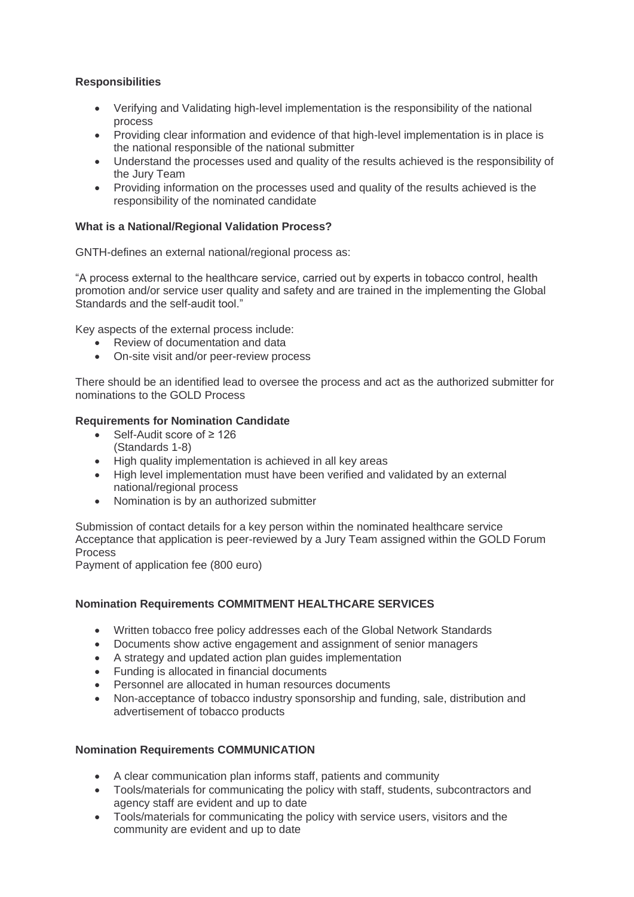**Responsibilities**

- Verifying and Validating high-level implementation is the responsibility of the national process
- Providing clear information and evidence of that high-level implementation is in place is the national responsible of the national submitter
- Understand the processes used and quality of the results achieved is the responsibility of the Jury Team
- Providing information on the processes used and quality of the results achieved is the responsibility of the nominated candidate

**What is a National/Regional Validation Process?**

GNTH-defines an external national/regional process as:

"A process external to the healthcare service, carried out by experts in tobacco control, health promotion and/or service user quality and safety and are trained in the implementing the Global Standards and the self-audit tool."

Key aspects of the external process include:

- Review of documentation and data
- On-site visit and/or peer-review process

There should be an identified lead to oversee the process and act as the authorized submitter for nominations to the GOLD Process

**Requirements for Nomination Candidate**

- Self-Audit score of ≥ 126 (Standards 1-8)
- High quality implementation is achieved in all key areas
- High level implementation must have been verified and validated by an external national/regional process
- Nomination is by an authorized submitter

Submission of contact details for a key person within the nominated healthcare service
Acceptance that application is peer-reviewed by a Jury Team assigned within the GOLD Forum Process
Payment of application fee (800 euro)

**Nomination Requirements COMMITMENT HEALTHCARE SERVICES**

- Written tobacco free policy addresses each of the Global Network Standards
- Documents show active engagement and assignment of senior managers
- A strategy and updated action plan guides implementation
- Funding is allocated in financial documents
- Personnel are allocated in human resources documents
- Non-acceptance of tobacco industry sponsorship and funding, sale, distribution and advertisement of tobacco products

**Nomination Requirements COMMUNICATION**

- A clear communication plan informs staff, patients and community
- Tools/materials for communicating the policy with staff, students, subcontractors and agency staff are evident and up to date
- Tools/materials for communicating the policy with service users, visitors and the community are evident and up to date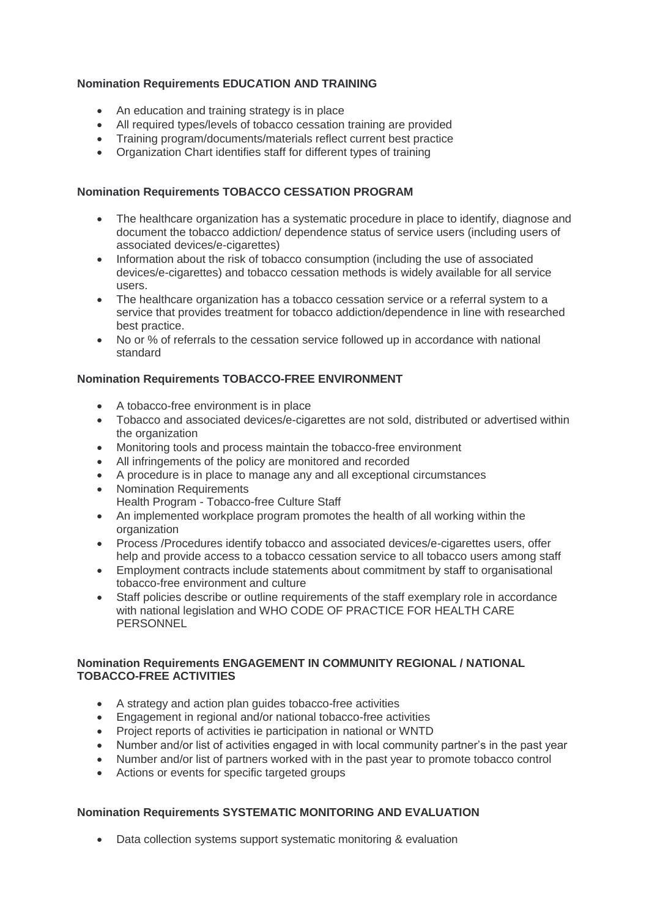**Nomination Requirements EDUCATION AND TRAINING**

- An education and training strategy is in place
- All required types/levels of tobacco cessation training are provided
- Training program/documents/materials reflect current best practice
- Organization Chart identifies staff for different types of training

**Nomination Requirements TOBACCO CESSATION PROGRAM**

- The healthcare organization has a systematic procedure in place to identify, diagnose and document the tobacco addiction/ dependence status of service users (including users of associated devices/e-cigarettes)
- Information about the risk of tobacco consumption (including the use of associated devices/e-cigarettes) and tobacco cessation methods is widely available for all service users.
- The healthcare organization has a tobacco cessation service or a referral system to a service that provides treatment for tobacco addiction/dependence in line with researched best practice.
- No or % of referrals to the cessation service followed up in accordance with national standard

**Nomination Requirements TOBACCO-FREE ENVIRONMENT**

- A tobacco-free environment is in place
- Tobacco and associated devices/e-cigarettes are not sold, distributed or advertised within the organization
- Monitoring tools and process maintain the tobacco-free environment
- All infringements of the policy are monitored and recorded
- A procedure is in place to manage any and all exceptional circumstances
- Nomination Requirements
  Health Program - Tobacco-free Culture Staff
- An implemented workplace program promotes the health of all working within the organization
- Process /Procedures identify tobacco and associated devices/e-cigarettes users, offer help and provide access to a tobacco cessation service to all tobacco users among staff
- Employment contracts include statements about commitment by staff to organisational tobacco-free environment and culture
- Staff policies describe or outline requirements of the staff exemplary role in accordance with national legislation and WHO CODE OF PRACTICE FOR HEALTH CARE PERSONNEL

**Nomination Requirements ENGAGEMENT IN COMMUNITY REGIONAL / NATIONAL TOBACCO-FREE ACTIVITIES**

- A strategy and action plan guides tobacco-free activities
- Engagement in regional and/or national tobacco-free activities
- Project reports of activities ie participation in national or WNTD
- Number and/or list of activities engaged in with local community partner's in the past year
- Number and/or list of partners worked with in the past year to promote tobacco control
- Actions or events for specific targeted groups

**Nomination Requirements SYSTEMATIC MONITORING AND EVALUATION**

- Data collection systems support systematic monitoring & evaluation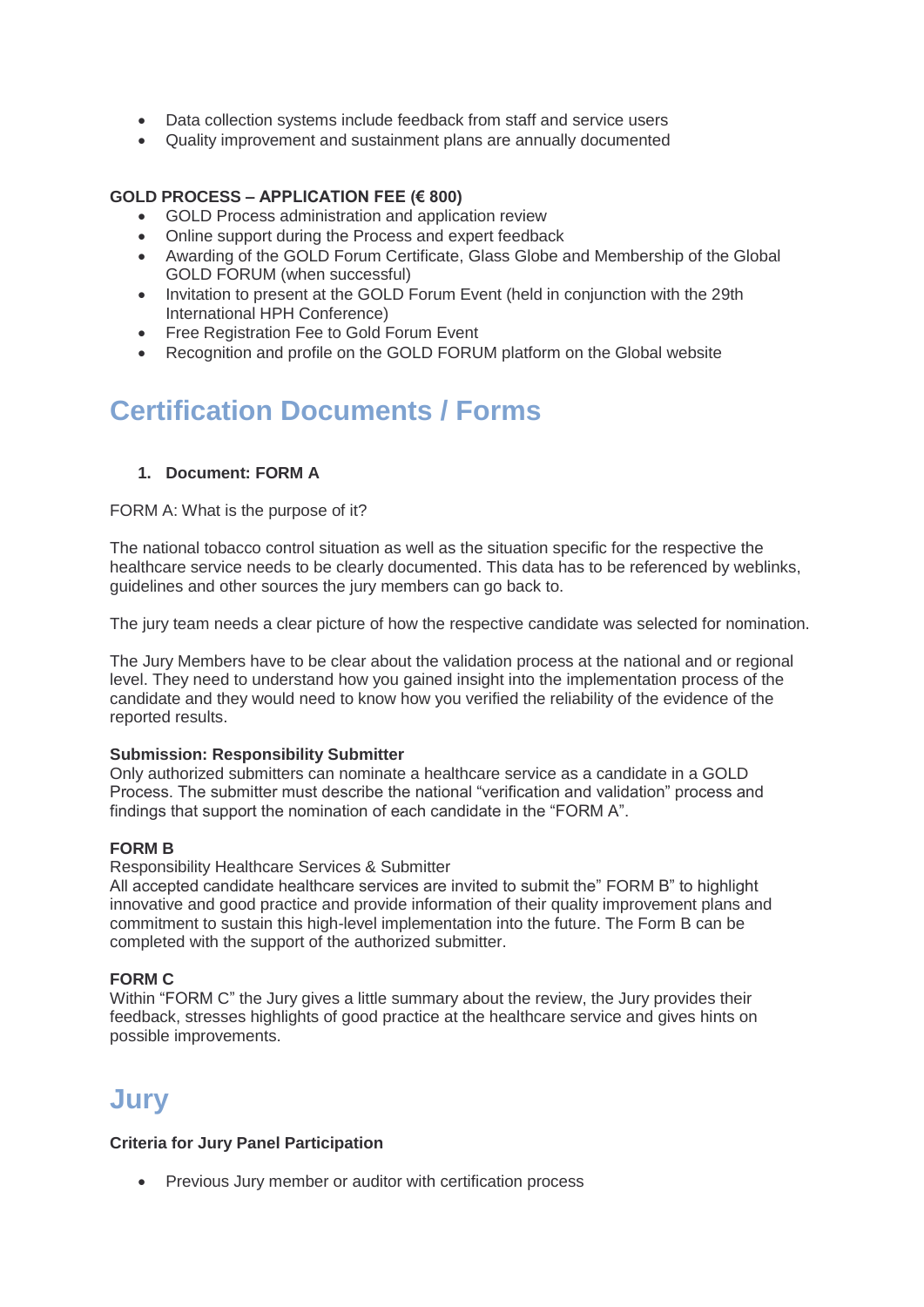- Data collection systems include feedback from staff and service users
- Quality improvement and sustainment plans are annually documented

**GOLD PROCESS – APPLICATION FEE (€ 800)**

- GOLD Process administration and application review
- Online support during the Process and expert feedback
- Awarding of the GOLD Forum Certificate, Glass Globe and Membership of the Global GOLD FORUM (when successful)
- Invitation to present at the GOLD Forum Event (held in conjunction with the 29th International HPH Conference)
- Free Registration Fee to Gold Forum Event
- Recognition and profile on the GOLD FORUM platform on the Global website

## Certification Documents / Forms

1. **Document: FORM A**

FORM A: What is the purpose of it?

The national tobacco control situation as well as the situation specific for the respective the healthcare service needs to be clearly documented. This data has to be referenced by weblinks, guidelines and other sources the jury members can go back to.

The jury team needs a clear picture of how the respective candidate was selected for nomination.

The Jury Members have to be clear about the validation process at the national and or regional level. They need to understand how you gained insight into the implementation process of the candidate and they would need to know how you verified the reliability of the evidence of the reported results.

**Submission: Responsibility Submitter**
Only authorized submitters can nominate a healthcare service as a candidate in a GOLD Process. The submitter must describe the national "verification and validation" process and findings that support the nomination of each candidate in the "FORM A".

**FORM B**
Responsibility Healthcare Services & Submitter
All accepted candidate healthcare services are invited to submit the" FORM B" to highlight innovative and good practice and provide information of their quality improvement plans and commitment to sustain this high-level implementation into the future. The Form B can be completed with the support of the authorized submitter.

**FORM C**
Within "FORM C" the Jury gives a little summary about the review, the Jury provides their feedback, stresses highlights of good practice at the healthcare service and gives hints on possible improvements.

## Jury

**Criteria for Jury Panel Participation**

- Previous Jury member or auditor with certification process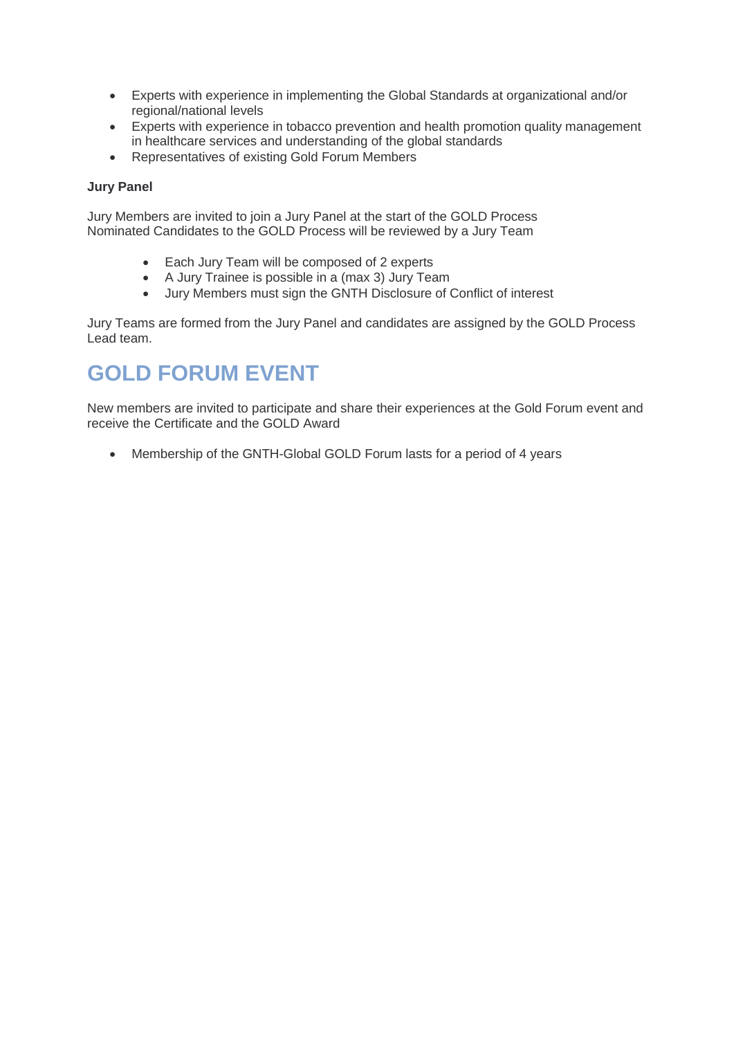- Experts with experience in implementing the Global Standards at organizational and/or regional/national levels
- Experts with experience in tobacco prevention and health promotion quality management in healthcare services and understanding of the global standards
- Representatives of existing Gold Forum Members

**Jury Panel**

Jury Members are invited to join a Jury Panel at the start of the GOLD Process
Nominated Candidates to the GOLD Process will be reviewed by a Jury Team

- Each Jury Team will be composed of 2 experts
- A Jury Trainee is possible in a (max 3) Jury Team
- Jury Members must sign the GNTH Disclosure of Conflict of interest

Jury Teams are formed from the Jury Panel and candidates are assigned by the GOLD Process Lead team.

## GOLD FORUM EVENT

New members are invited to participate and share their experiences at the Gold Forum event and receive the Certificate and the GOLD Award

- Membership of the GNTH-Global GOLD Forum lasts for a period of 4 years